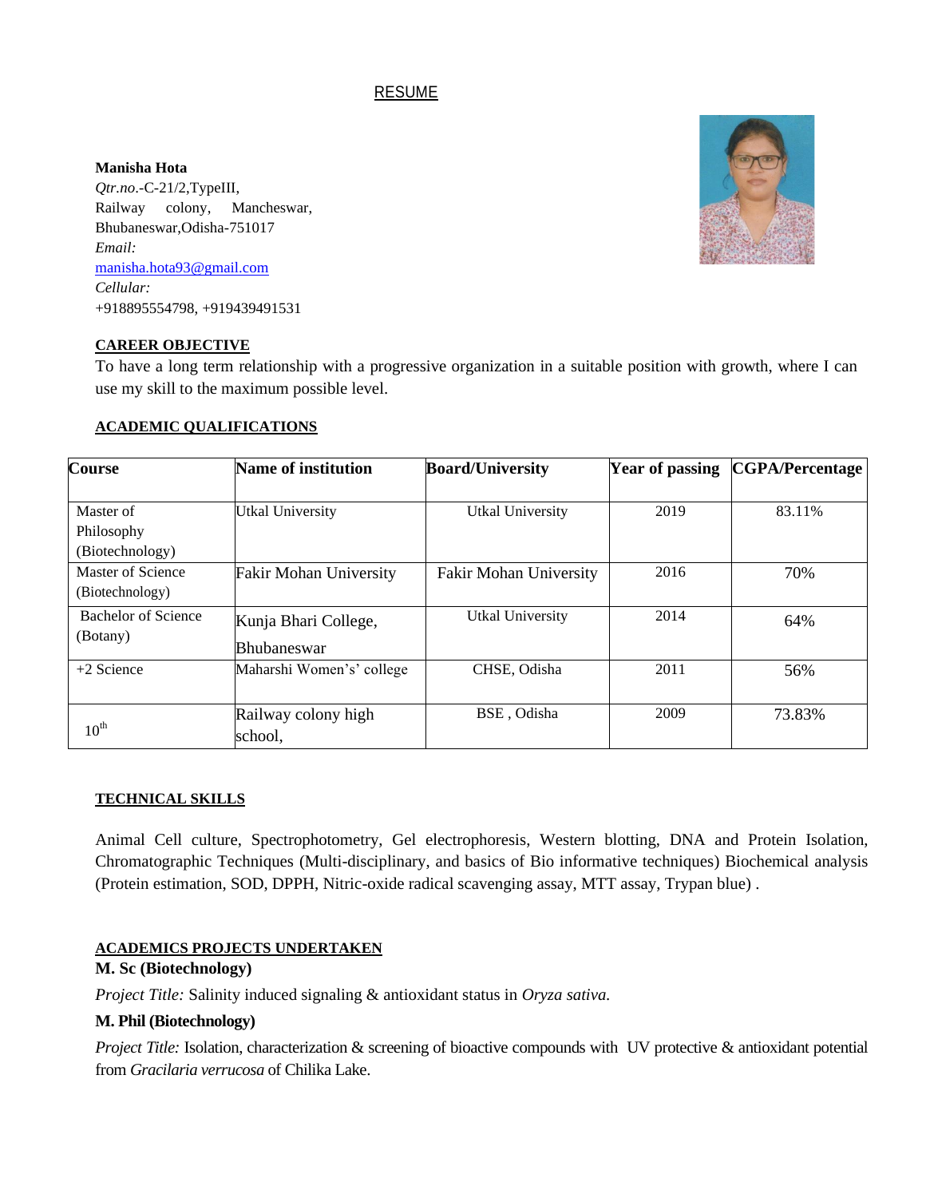# RESUME

**Manisha Hota**
*Qtr.no*.-C-21/2,TypeIII,
Railway colony, Mancheswar,
Bhubaneswar,Odisha-751017
*Email:*
manisha.hota93@gmail.com
*Cellular:*
+918895554798, +919439491531

## CAREER OBJECTIVE

To have a long term relationship with a progressive organization in a suitable position with growth, where I can use my skill to the maximum possible level.

## ACADEMIC QUALIFICATIONS

| Course | Name of institution | Board/University | Year of passing | CGPA/Percentage |
|---|---|---|---|---|
| Master of Philosophy (Biotechnology) | Utkal University | Utkal University | 2019 | 83.11% |
| Master of Science (Biotechnology) | Fakir Mohan University | Fakir Mohan University | 2016 | 70% |
| Bachelor of Science (Botany) | Kunja Bhari College, Bhubaneswar | Utkal University | 2014 | 64% |
| +2 Science | Maharshi Women's' college | CHSE, Odisha | 2011 | 56% |
| 10th | Railway colony high school, | BSE , Odisha | 2009 | 73.83% |

## TECHNICAL SKILLS

Animal Cell culture, Spectrophotometry, Gel electrophoresis, Western blotting, DNA and Protein Isolation, Chromatographic Techniques (Multi-disciplinary, and basics of Bio informative techniques) Biochemical analysis (Protein estimation, SOD, DPPH, Nitric-oxide radical scavenging assay, MTT assay, Trypan blue) .

## ACADEMICS PROJECTS UNDERTAKEN

**M. Sc (Biotechnology)**

*Project Title:* Salinity induced signaling & antioxidant status in *Oryza sativa.*

**M. Phil (Biotechnology)**

*Project Title:* Isolation, characterization & screening of bioactive compounds with UV protective & antioxidant potential from *Gracilaria verrucosa* of Chilika Lake.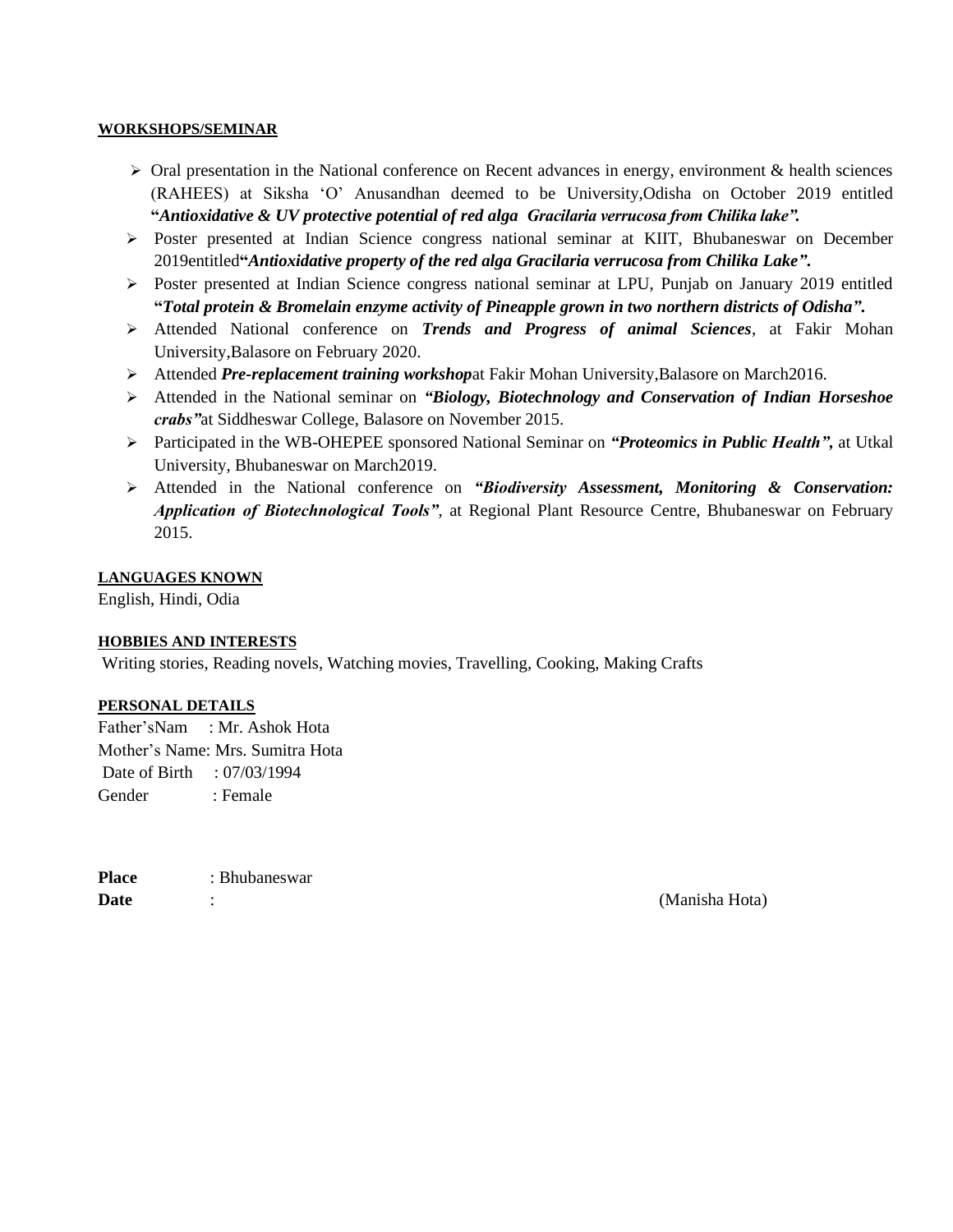## WORKSHOPS/SEMINAR

- Oral presentation in the National conference on Recent advances in energy, environment & health sciences (RAHEES) at Siksha 'O' Anusandhan deemed to be University,Odisha on October 2019 entitled ***"Antioxidative & UV protective potential of red alga Gracilaria verrucosa from Chilika lake".***
- Poster presented at Indian Science congress national seminar at KIIT, Bhubaneswar on December 2019entitled***"Antioxidative property of the red alga Gracilaria verrucosa from Chilika Lake".***
- Poster presented at Indian Science congress national seminar at LPU, Punjab on January 2019 entitled ***"Total protein & Bromelain enzyme activity of Pineapple grown in two northern districts of Odisha".***
- Attended National conference on ***Trends and Progress of animal Sciences***, at Fakir Mohan University,Balasore on February 2020.
- Attended ***Pre-replacement training workshop***at Fakir Mohan University,Balasore on March2016.
- Attended in the National seminar on ***"Biology, Biotechnology and Conservation of Indian Horseshoe crabs"***at Siddheswar College, Balasore on November 2015.
- Participated in the WB-OHEPEE sponsored National Seminar on ***"Proteomics in Public Health",*** at Utkal University, Bhubaneswar on March2019.
- Attended in the National conference on ***"Biodiversity Assessment, Monitoring & Conservation: Application of Biotechnological Tools"***, at Regional Plant Resource Centre, Bhubaneswar on February 2015.

## LANGUAGES KNOWN

English, Hindi, Odia

## HOBBIES AND INTERESTS

Writing stories, Reading novels, Watching movies, Travelling, Cooking, Making Crafts

## PERSONAL DETAILS

Father'sNam : Mr. Ashok Hota
Mother's Name: Mrs. Sumitra Hota
Date of Birth : 07/03/1994
Gender : Female

**Place** : Bhubaneswar
**Date** :

(Manisha Hota)